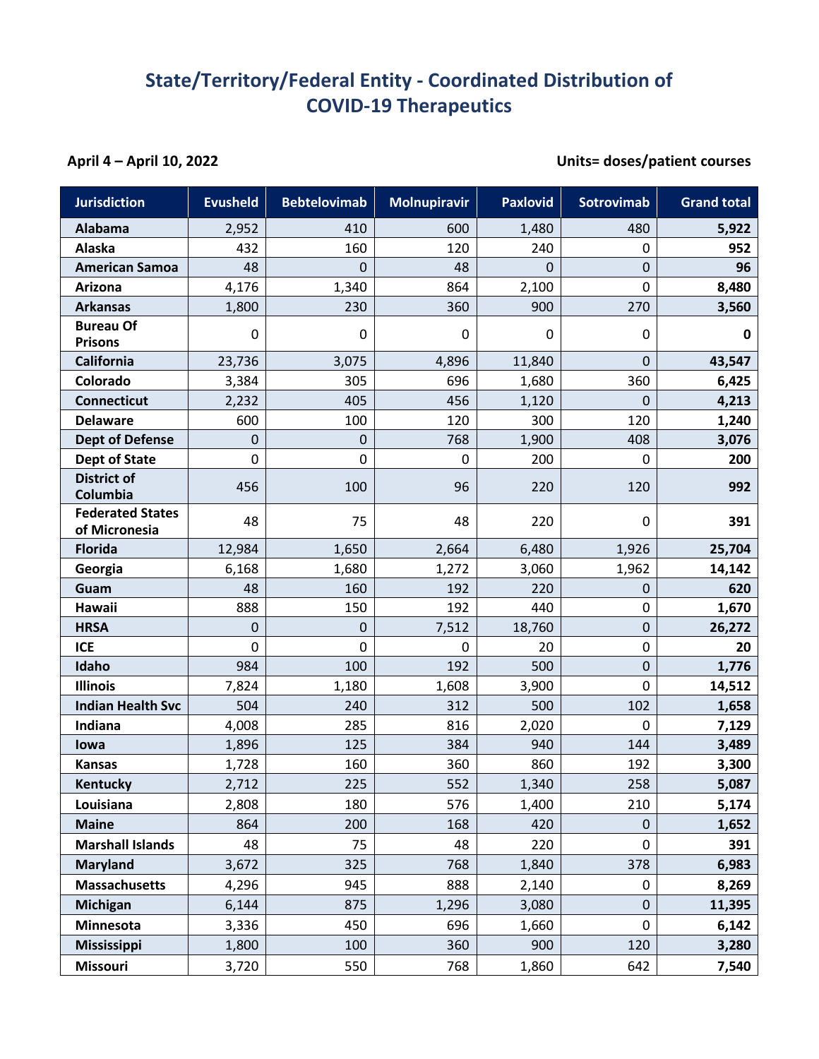# State/Territory/Federal Entity - Coordinated Distribution of COVID-19 Therapeutics

**April 4 – April 10, 2022** **Units= doses/patient courses**

| Jurisdiction | Evusheld | Bebtelovimab | Molnupiravir | Paxlovid | Sotrovimab | Grand total |
|---|---|---|---|---|---|---|
| **Alabama** | 2,952 | 410 | 600 | 1,480 | 480 | **5,922** |
| **Alaska** | 432 | 160 | 120 | 240 | 0 | **952** |
| **American Samoa** | 48 | 0 | 48 | 0 | 0 | **96** |
| **Arizona** | 4,176 | 1,340 | 864 | 2,100 | 0 | **8,480** |
| **Arkansas** | 1,800 | 230 | 360 | 900 | 270 | **3,560** |
| **Bureau Of Prisons** | 0 | 0 | 0 | 0 | 0 | **0** |
| **California** | 23,736 | 3,075 | 4,896 | 11,840 | 0 | **43,547** |
| **Colorado** | 3,384 | 305 | 696 | 1,680 | 360 | **6,425** |
| **Connecticut** | 2,232 | 405 | 456 | 1,120 | 0 | **4,213** |
| **Delaware** | 600 | 100 | 120 | 300 | 120 | **1,240** |
| **Dept of Defense** | 0 | 0 | 768 | 1,900 | 408 | **3,076** |
| **Dept of State** | 0 | 0 | 0 | 200 | 0 | **200** |
| **District of Columbia** | 456 | 100 | 96 | 220 | 120 | **992** |
| **Federated States of Micronesia** | 48 | 75 | 48 | 220 | 0 | **391** |
| **Florida** | 12,984 | 1,650 | 2,664 | 6,480 | 1,926 | **25,704** |
| **Georgia** | 6,168 | 1,680 | 1,272 | 3,060 | 1,962 | **14,142** |
| **Guam** | 48 | 160 | 192 | 220 | 0 | **620** |
| **Hawaii** | 888 | 150 | 192 | 440 | 0 | **1,670** |
| **HRSA** | 0 | 0 | 7,512 | 18,760 | 0 | **26,272** |
| **ICE** | 0 | 0 | 0 | 20 | 0 | **20** |
| **Idaho** | 984 | 100 | 192 | 500 | 0 | **1,776** |
| **Illinois** | 7,824 | 1,180 | 1,608 | 3,900 | 0 | **14,512** |
| **Indian Health Svc** | 504 | 240 | 312 | 500 | 102 | **1,658** |
| **Indiana** | 4,008 | 285 | 816 | 2,020 | 0 | **7,129** |
| **Iowa** | 1,896 | 125 | 384 | 940 | 144 | **3,489** |
| **Kansas** | 1,728 | 160 | 360 | 860 | 192 | **3,300** |
| **Kentucky** | 2,712 | 225 | 552 | 1,340 | 258 | **5,087** |
| **Louisiana** | 2,808 | 180 | 576 | 1,400 | 210 | **5,174** |
| **Maine** | 864 | 200 | 168 | 420 | 0 | **1,652** |
| **Marshall Islands** | 48 | 75 | 48 | 220 | 0 | **391** |
| **Maryland** | 3,672 | 325 | 768 | 1,840 | 378 | **6,983** |
| **Massachusetts** | 4,296 | 945 | 888 | 2,140 | 0 | **8,269** |
| **Michigan** | 6,144 | 875 | 1,296 | 3,080 | 0 | **11,395** |
| **Minnesota** | 3,336 | 450 | 696 | 1,660 | 0 | **6,142** |
| **Mississippi** | 1,800 | 100 | 360 | 900 | 120 | **3,280** |
| **Missouri** | 3,720 | 550 | 768 | 1,860 | 642 | **7,540** |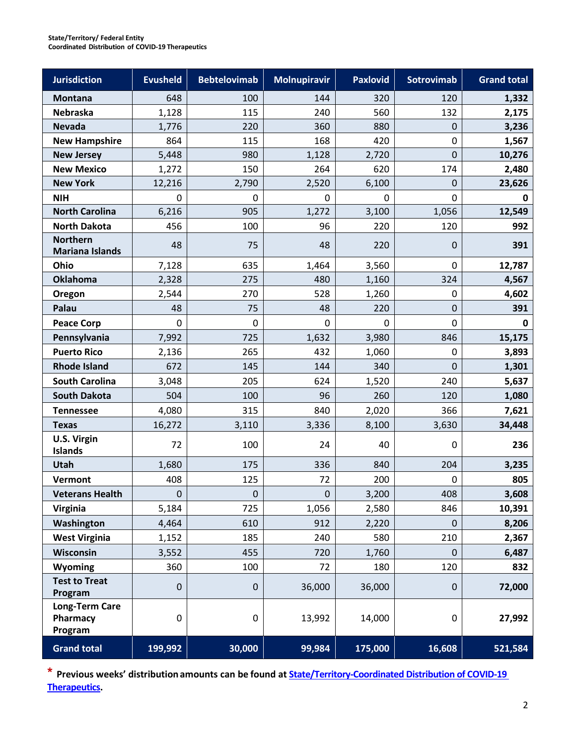State/Territory/ Federal Entity
Coordinated Distribution of COVID-19 Therapeutics

| Jurisdiction | Evusheld | Bebtelovimab | Molnupiravir | Paxlovid | Sotrovimab | Grand total |
|---|---|---|---|---|---|---|
| **Montana** | 648 | 100 | 144 | 320 | 120 | **1,332** |
| **Nebraska** | 1,128 | 115 | 240 | 560 | 132 | **2,175** |
| **Nevada** | 1,776 | 220 | 360 | 880 | 0 | **3,236** |
| **New Hampshire** | 864 | 115 | 168 | 420 | 0 | **1,567** |
| **New Jersey** | 5,448 | 980 | 1,128 | 2,720 | 0 | **10,276** |
| **New Mexico** | 1,272 | 150 | 264 | 620 | 174 | **2,480** |
| **New York** | 12,216 | 2,790 | 2,520 | 6,100 | 0 | **23,626** |
| **NIH** | 0 | 0 | 0 | 0 | 0 | **0** |
| **North Carolina** | 6,216 | 905 | 1,272 | 3,100 | 1,056 | **12,549** |
| **North Dakota** | 456 | 100 | 96 | 220 | 120 | **992** |
| **Northern Mariana Islands** | 48 | 75 | 48 | 220 | 0 | **391** |
| **Ohio** | 7,128 | 635 | 1,464 | 3,560 | 0 | **12,787** |
| **Oklahoma** | 2,328 | 275 | 480 | 1,160 | 324 | **4,567** |
| **Oregon** | 2,544 | 270 | 528 | 1,260 | 0 | **4,602** |
| **Palau** | 48 | 75 | 48 | 220 | 0 | **391** |
| **Peace Corp** | 0 | 0 | 0 | 0 | 0 | **0** |
| **Pennsylvania** | 7,992 | 725 | 1,632 | 3,980 | 846 | **15,175** |
| **Puerto Rico** | 2,136 | 265 | 432 | 1,060 | 0 | **3,893** |
| **Rhode Island** | 672 | 145 | 144 | 340 | 0 | **1,301** |
| **South Carolina** | 3,048 | 205 | 624 | 1,520 | 240 | **5,637** |
| **South Dakota** | 504 | 100 | 96 | 260 | 120 | **1,080** |
| **Tennessee** | 4,080 | 315 | 840 | 2,020 | 366 | **7,621** |
| **Texas** | 16,272 | 3,110 | 3,336 | 8,100 | 3,630 | **34,448** |
| **U.S. Virgin Islands** | 72 | 100 | 24 | 40 | 0 | **236** |
| **Utah** | 1,680 | 175 | 336 | 840 | 204 | **3,235** |
| **Vermont** | 408 | 125 | 72 | 200 | 0 | **805** |
| **Veterans Health** | 0 | 0 | 0 | 3,200 | 408 | **3,608** |
| **Virginia** | 5,184 | 725 | 1,056 | 2,580 | 846 | **10,391** |
| **Washington** | 4,464 | 610 | 912 | 2,220 | 0 | **8,206** |
| **West Virginia** | 1,152 | 185 | 240 | 580 | 210 | **2,367** |
| **Wisconsin** | 3,552 | 455 | 720 | 1,760 | 0 | **6,487** |
| **Wyoming** | 360 | 100 | 72 | 180 | 120 | **832** |
| **Test to Treat Program** | 0 | 0 | 36,000 | 36,000 | 0 | **72,000** |
| **Long-Term Care Pharmacy Program** | 0 | 0 | 13,992 | 14,000 | 0 | **27,992** |
| **Grand total** | **199,992** | **30,000** | **99,984** | **175,000** | **16,608** | **521,584** |

* **Previous weeks' distribution amounts can be found at [State/Territory-Coordinated Distribution of COVID-19 Therapeutics](State/Territory-Coordinated Distribution of COVID-19 Therapeutics).**